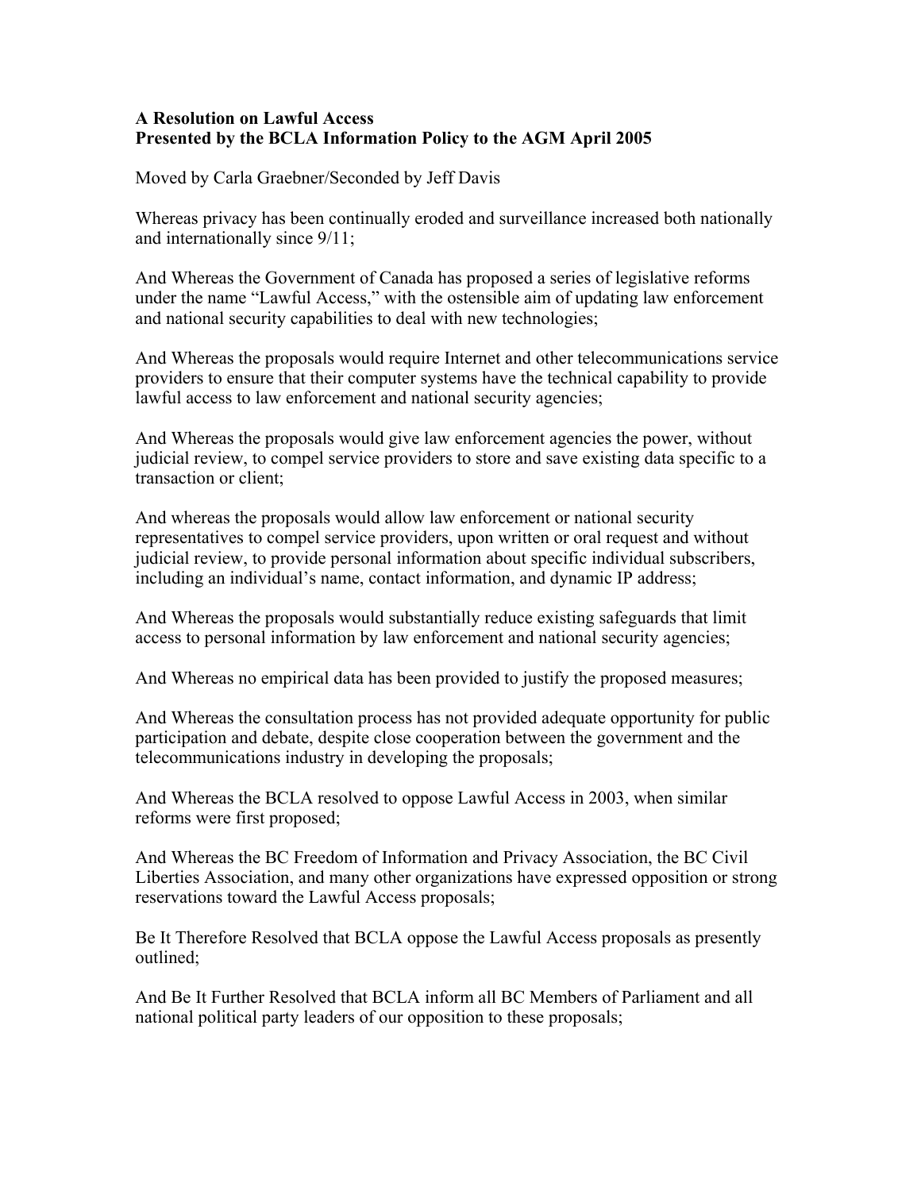**A Resolution on Lawful Access**
**Presented by the BCLA Information Policy to the AGM April 2005**

Moved by Carla Graebner/Seconded by Jeff Davis

Whereas privacy has been continually eroded and surveillance increased both nationally and internationally since 9/11;

And Whereas the Government of Canada has proposed a series of legislative reforms under the name "Lawful Access," with the ostensible aim of updating law enforcement and national security capabilities to deal with new technologies;

And Whereas the proposals would require Internet and other telecommunications service providers to ensure that their computer systems have the technical capability to provide lawful access to law enforcement and national security agencies;

And Whereas the proposals would give law enforcement agencies the power, without judicial review, to compel service providers to store and save existing data specific to a transaction or client;

And whereas the proposals would allow law enforcement or national security representatives to compel service providers, upon written or oral request and without judicial review, to provide personal information about specific individual subscribers, including an individual's name, contact information, and dynamic IP address;

And Whereas the proposals would substantially reduce existing safeguards that limit access to personal information by law enforcement and national security agencies;

And Whereas no empirical data has been provided to justify the proposed measures;

And Whereas the consultation process has not provided adequate opportunity for public participation and debate, despite close cooperation between the government and the telecommunications industry in developing the proposals;

And Whereas the BCLA resolved to oppose Lawful Access in 2003, when similar reforms were first proposed;

And Whereas the BC Freedom of Information and Privacy Association, the BC Civil Liberties Association, and many other organizations have expressed opposition or strong reservations toward the Lawful Access proposals;

Be It Therefore Resolved that BCLA oppose the Lawful Access proposals as presently outlined;

And Be It Further Resolved that BCLA inform all BC Members of Parliament and all national political party leaders of our opposition to these proposals;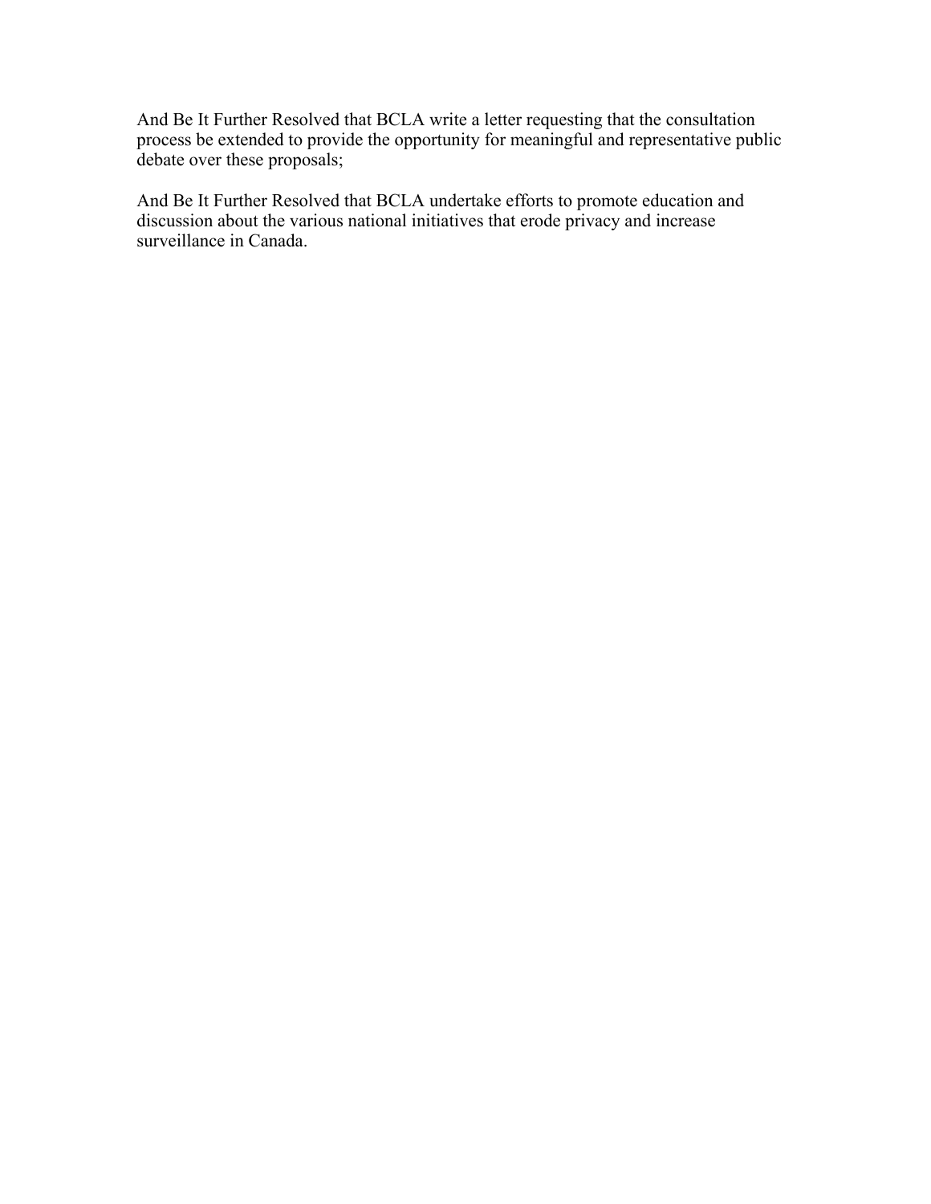And Be It Further Resolved that BCLA write a letter requesting that the consultation process be extended to provide the opportunity for meaningful and representative public debate over these proposals;

And Be It Further Resolved that BCLA undertake efforts to promote education and discussion about the various national initiatives that erode privacy and increase surveillance in Canada.